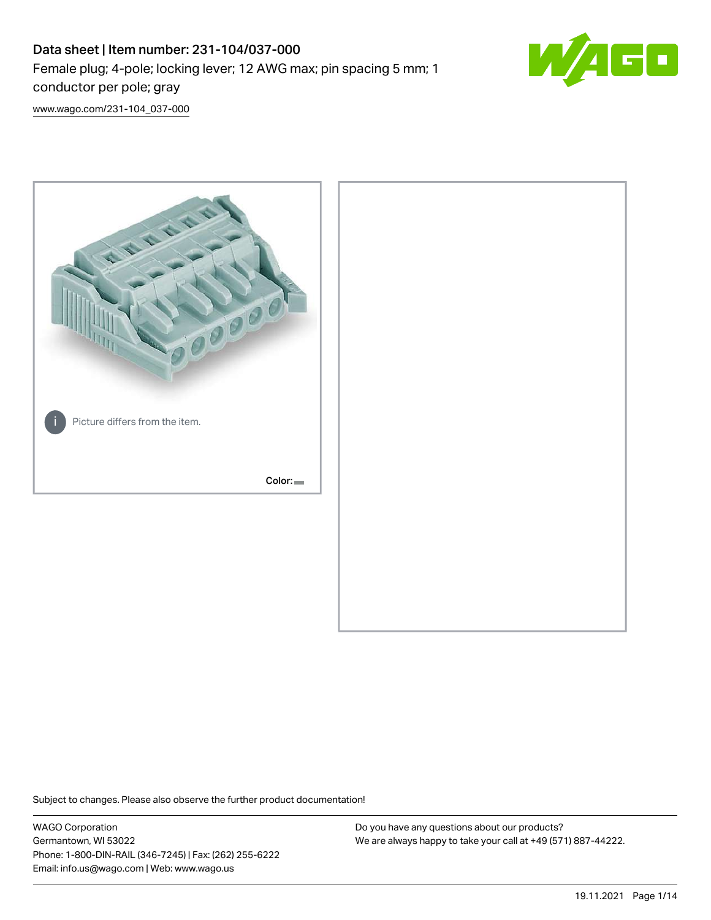# Data sheet | Item number: 231-104/037-000

Female plug; 4-pole; locking lever; 12 AWG max; pin spacing 5 mm; 1 conductor per pole; gray

www.wago.com/231-104_037-000

Picture differs from the item.

Color:

Subject to changes. Please also observe the further product documentation!

WAGO Corporation
Germantown, WI 53022
Phone: 1-800-DIN-RAIL (346-7245) | Fax: (262) 255-6222
Email: info.us@wago.com | Web: www.wago.us

Do you have any questions about our products?
We are always happy to take your call at +49 (571) 887-44222.

19.11.2021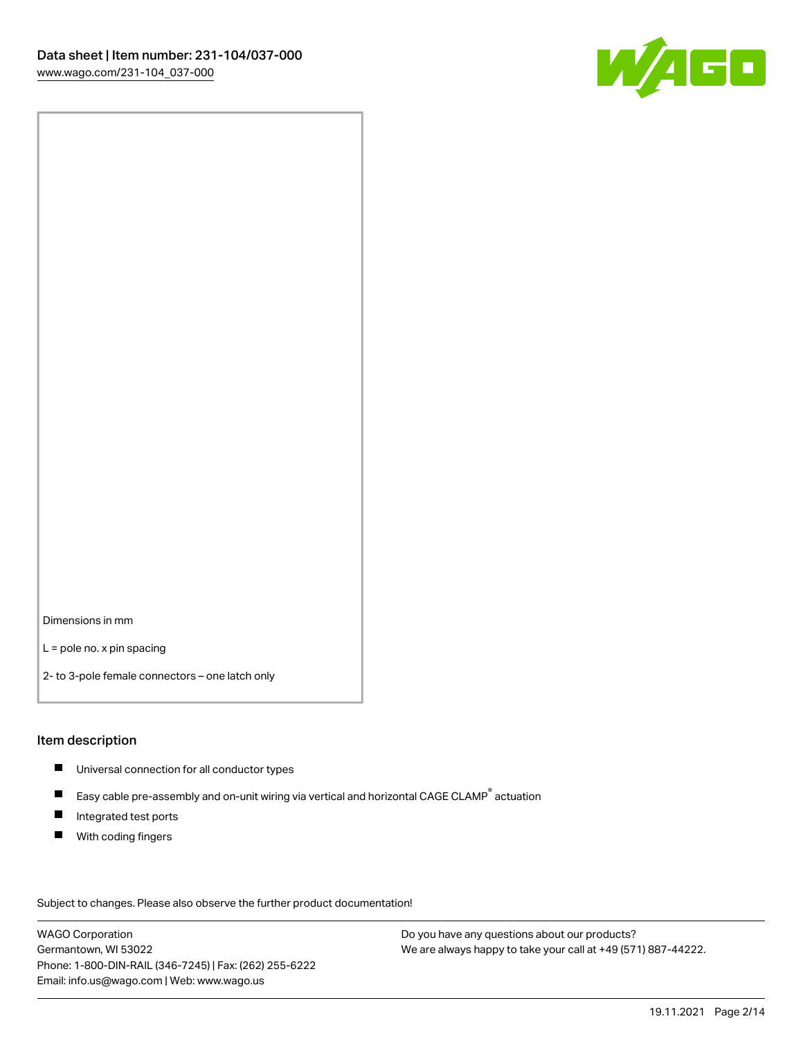Dimensions in mm

L = pole no. x pin spacing

2- to 3-pole female connectors – one latch only

## Item description

- Universal connection for all conductor types
- Easy cable pre-assembly and on-unit wiring via vertical and horizontal CAGE CLAMP® actuation
- Integrated test ports
- With coding fingers

Subject to changes. Please also observe the further product documentation!

WAGO Corporation
Germantown, WI 53022
Phone: 1-800-DIN-RAIL (346-7245) | Fax: (262) 255-6222
Email: info.us@wago.com | Web: www.wago.us

Do you have any questions about our products?
We are always happy to take your call at +49 (571) 887-44222.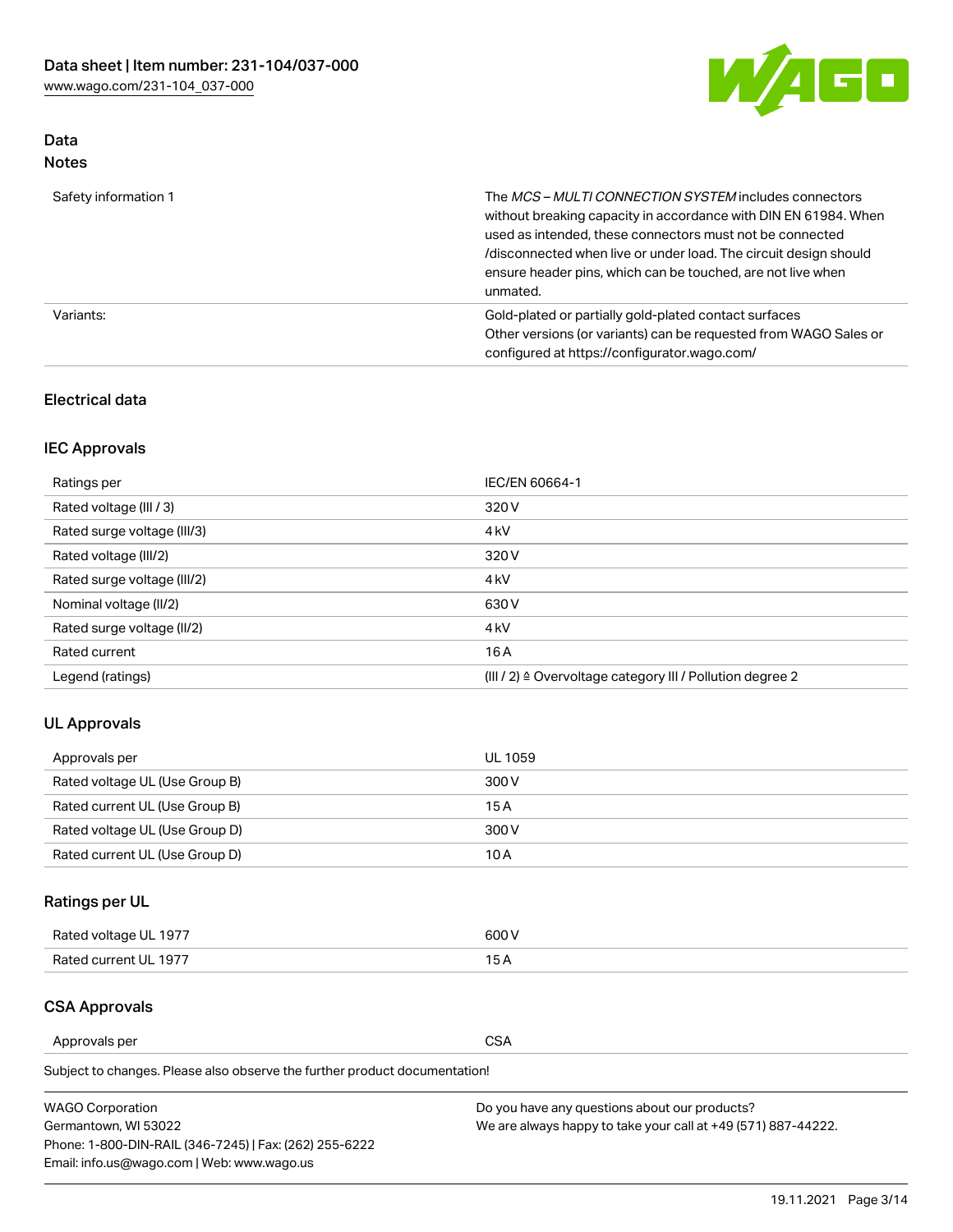## Data
### Notes

| | |
|---|---|
| Safety information 1 | The *MCS – MULTI CONNECTION SYSTEM* includes connectors without breaking capacity in accordance with DIN EN 61984. When used as intended, these connectors must not be connected /disconnected when live or under load. The circuit design should ensure header pins, which can be touched, are not live when unmated. |
| Variants: | Gold-plated or partially gold-plated contact surfaces<br>Other versions (or variants) can be requested from WAGO Sales or configured at https://configurator.wago.com/ |

### Electrical data

### IEC Approvals

| | |
|---|---|
| Ratings per | IEC/EN 60664-1 |
| Rated voltage (III / 3) | 320 V |
| Rated surge voltage (III/3) | 4 kV |
| Rated voltage (III/2) | 320 V |
| Rated surge voltage (III/2) | 4 kV |
| Nominal voltage (II/2) | 630 V |
| Rated surge voltage (II/2) | 4 kV |
| Rated current | 16 A |
| Legend (ratings) | (III / 2) ≙ Overvoltage category III / Pollution degree 2 |

### UL Approvals

| | |
|---|---|
| Approvals per | UL 1059 |
| Rated voltage UL (Use Group B) | 300 V |
| Rated current UL (Use Group B) | 15 A |
| Rated voltage UL (Use Group D) | 300 V |
| Rated current UL (Use Group D) | 10 A |

### Ratings per UL

| | |
|---|---|
| Rated voltage UL 1977 | 600 V |
| Rated current UL 1977 | 15 A |

### CSA Approvals

| | |
|---|---|
| Approvals per | CSA |

Subject to changes. Please also observe the further product documentation!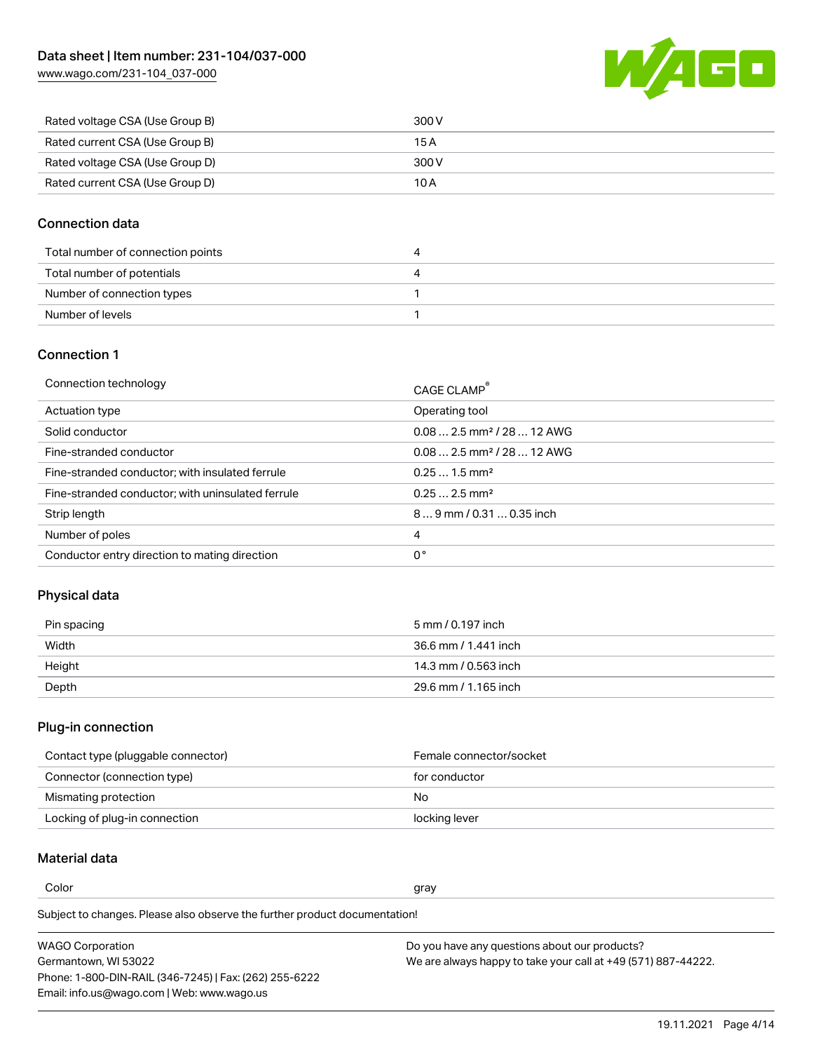| | |
|---|---|
| Rated voltage CSA (Use Group B) | 300 V |
| Rated current CSA (Use Group B) | 15 A |
| Rated voltage CSA (Use Group D) | 300 V |
| Rated current CSA (Use Group D) | 10 A |

## Connection data

| | |
|---|---|
| Total number of connection points | 4 |
| Total number of potentials | 4 |
| Number of connection types | 1 |
| Number of levels | 1 |

## Connection 1

| | |
|---|---|
| Connection technology | CAGE CLAMP® |
| Actuation type | Operating tool |
| Solid conductor | 0.08 … 2.5 mm² / 28 … 12 AWG |
| Fine-stranded conductor | 0.08 … 2.5 mm² / 28 … 12 AWG |
| Fine-stranded conductor; with insulated ferrule | 0.25 … 1.5 mm² |
| Fine-stranded conductor; with uninsulated ferrule | 0.25 … 2.5 mm² |
| Strip length | 8 … 9 mm / 0.31 … 0.35 inch |
| Number of poles | 4 |
| Conductor entry direction to mating direction | 0 ° |

## Physical data

| | |
|---|---|
| Pin spacing | 5 mm / 0.197 inch |
| Width | 36.6 mm / 1.441 inch |
| Height | 14.3 mm / 0.563 inch |
| Depth | 29.6 mm / 1.165 inch |

## Plug-in connection

| | |
|---|---|
| Contact type (pluggable connector) | Female connector/socket |
| Connector (connection type) | for conductor |
| Mismating protection | No |
| Locking of plug-in connection | locking lever |

## Material data

| | |
|---|---|
| Color | gray |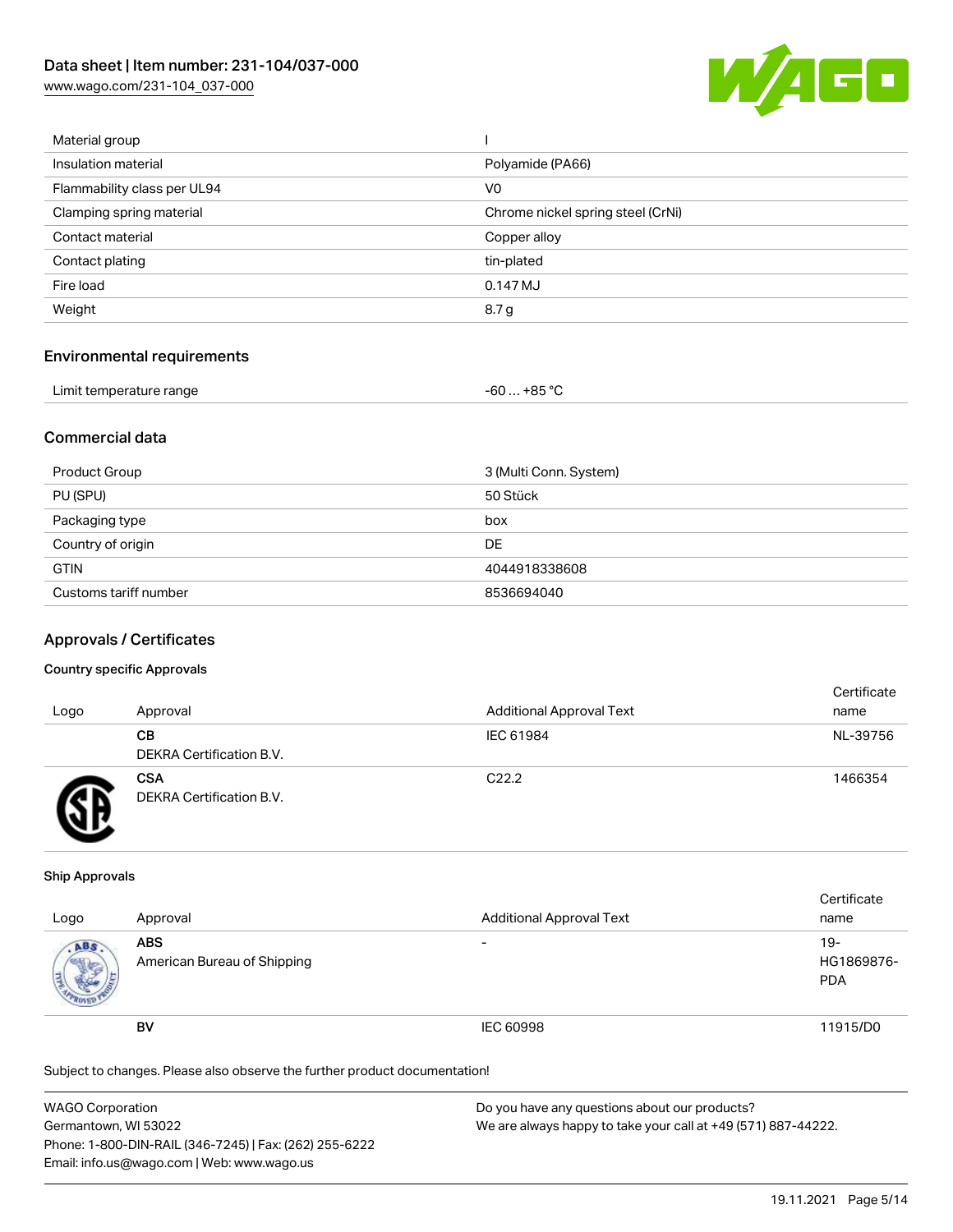| | |
|---|---|
| Material group | I |
| Insulation material | Polyamide (PA66) |
| Flammability class per UL94 | V0 |
| Clamping spring material | Chrome nickel spring steel (CrNi) |
| Contact material | Copper alloy |
| Contact plating | tin-plated |
| Fire load | 0.147 MJ |
| Weight | 8.7 g |

## Environmental requirements

| | |
|---|---|
| Limit temperature range | -60 … +85 °C |

## Commercial data

| | |
|---|---|
| Product Group | 3 (Multi Conn. System) |
| PU (SPU) | 50 Stück |
| Packaging type | box |
| Country of origin | DE |
| GTIN | 4044918338608 |
| Customs tariff number | 8536694040 |

## Approvals / Certificates

### Country specific Approvals

| Logo | Approval | Additional Approval Text | Certificate name |
|---|---|---|---|
| | **CB** DEKRA Certification B.V. | IEC 61984 | NL-39756 |
| | **CSA** DEKRA Certification B.V. | C22.2 | 1466354 |

### Ship Approvals

| Logo | Approval | Additional Approval Text | Certificate name |
|---|---|---|---|
| | **ABS** American Bureau of Shipping | - | 19-HG1869876-PDA |
| | **BV** | IEC 60998 | 11915/D0 |

Subject to changes. Please also observe the further product documentation!

WAGO Corporation
Germantown, WI 53022
Phone: 1-800-DIN-RAIL (346-7245) | Fax: (262) 255-6222
Email: info.us@wago.com | Web: www.wago.us

Do you have any questions about our products?
We are always happy to take your call at +49 (571) 887-44222.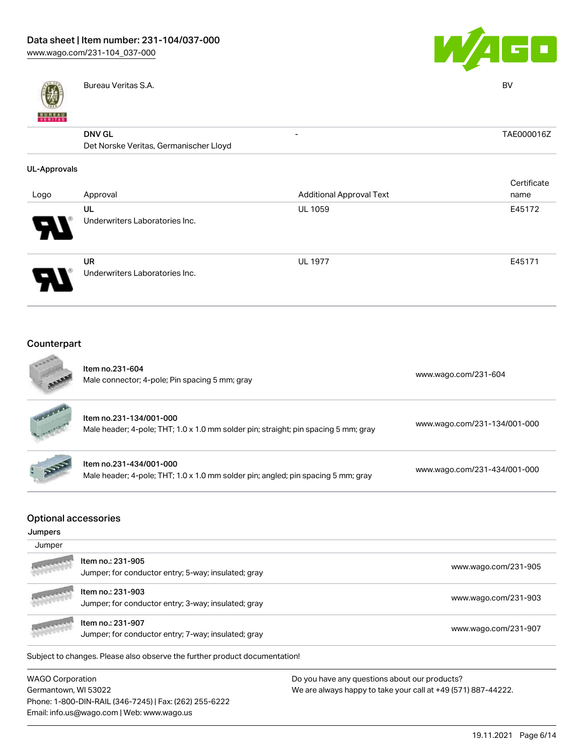| | | | |
|---|---|---|---|
| | Bureau Veritas S.A. | | BV |
| | **DNV GL** Det Norske Veritas, Germanischer Lloyd | - | TAE000016Z |

### UL-Approvals

| Logo | Approval | Additional Approval Text | Certificate name |
|---|---|---|---|
| | **UL** Underwriters Laboratories Inc. | UL 1059 | E45172 |
| | **UR** Underwriters Laboratories Inc. | UL 1977 | E45171 |

## Counterpart

| | | |
|---|---|---|
| | **Item no.231-604** Male connector; 4-pole; Pin spacing 5 mm; gray | www.wago.com/231-604 |
| | **Item no.231-134/001-000** Male header; 4-pole; THT; 1.0 x 1.0 mm solder pin; straight; pin spacing 5 mm; gray | www.wago.com/231-134/001-000 |
| | **Item no.231-434/001-000** Male header; 4-pole; THT; 1.0 x 1.0 mm solder pin; angled; pin spacing 5 mm; gray | www.wago.com/231-434/001-000 |

## Optional accessories

### Jumpers

| Jumper | | |
|---|---|---|
| | Item no.: 231-905 Jumper; for conductor entry; 5-way; insulated; gray | www.wago.com/231-905 |
| | Item no.: 231-903 Jumper; for conductor entry; 3-way; insulated; gray | www.wago.com/231-903 |
| | Item no.: 231-907 Jumper; for conductor entry; 7-way; insulated; gray | www.wago.com/231-907 |

Subject to changes. Please also observe the further product documentation!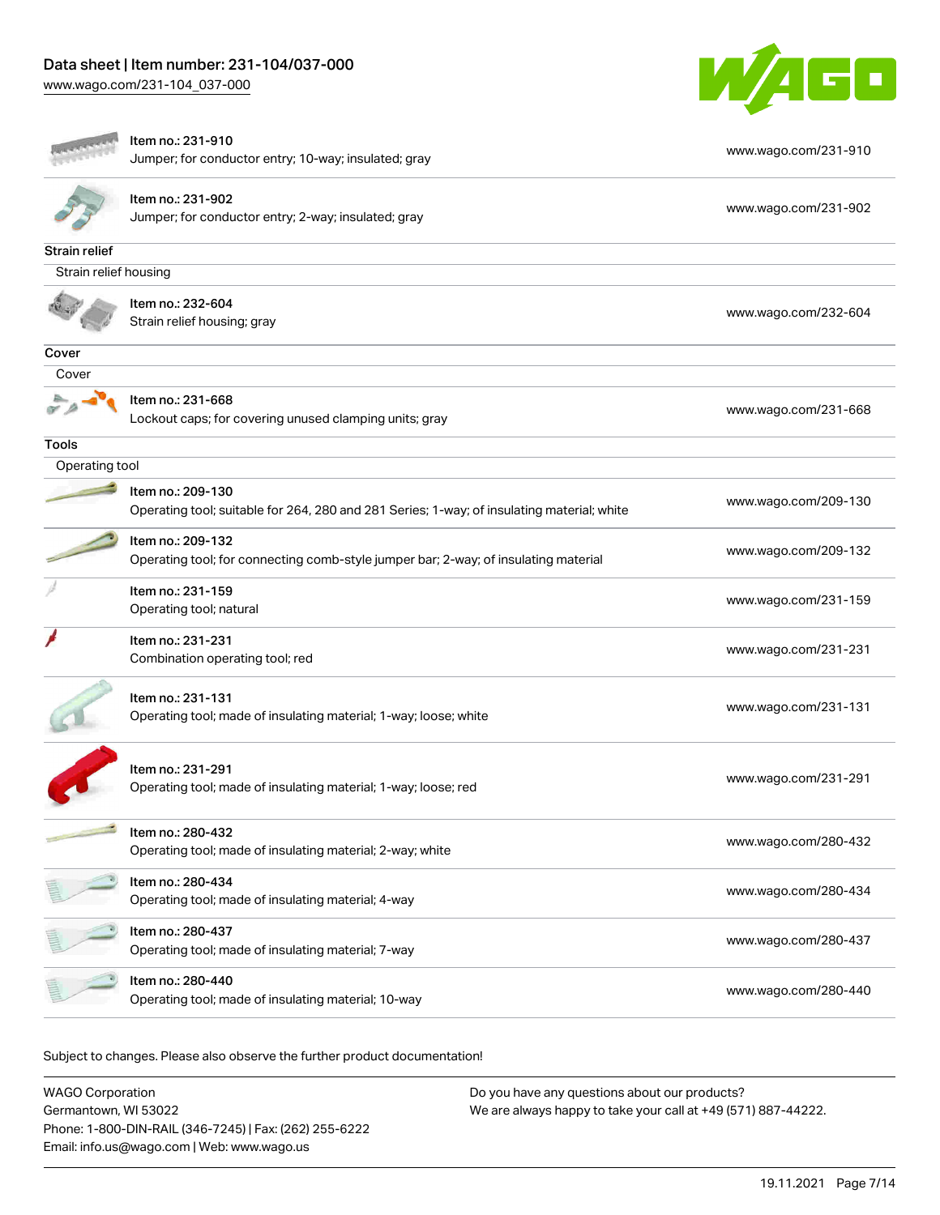| Item | Link |
| --- | --- |
| Item no.: 231-910<br>Jumper; for conductor entry; 10-way; insulated; gray | www.wago.com/231-910 |
| Item no.: 231-902<br>Jumper; for conductor entry; 2-way; insulated; gray | www.wago.com/231-902 |

## Strain relief

### Strain relief housing

| Item | Link |
| --- | --- |
| Item no.: 232-604<br>Strain relief housing; gray | www.wago.com/232-604 |

## Cover

### Cover

| Item | Link |
| --- | --- |
| Item no.: 231-668<br>Lockout caps; for covering unused clamping units; gray | www.wago.com/231-668 |

## Tools

### Operating tool

| Item | Link |
| --- | --- |
| Item no.: 209-130<br>Operating tool; suitable for 264, 280 and 281 Series; 1-way; of insulating material; white | www.wago.com/209-130 |
| Item no.: 209-132<br>Operating tool; for connecting comb-style jumper bar; 2-way; of insulating material | www.wago.com/209-132 |
| Item no.: 231-159<br>Operating tool; natural | www.wago.com/231-159 |
| Item no.: 231-231<br>Combination operating tool; red | www.wago.com/231-231 |
| Item no.: 231-131<br>Operating tool; made of insulating material; 1-way; loose; white | www.wago.com/231-131 |
| Item no.: 231-291<br>Operating tool; made of insulating material; 1-way; loose; red | www.wago.com/231-291 |
| Item no.: 280-432<br>Operating tool; made of insulating material; 2-way; white | www.wago.com/280-432 |
| Item no.: 280-434<br>Operating tool; made of insulating material; 4-way | www.wago.com/280-434 |
| Item no.: 280-437<br>Operating tool; made of insulating material; 7-way | www.wago.com/280-437 |
| Item no.: 280-440<br>Operating tool; made of insulating material; 10-way | www.wago.com/280-440 |

Subject to changes. Please also observe the further product documentation!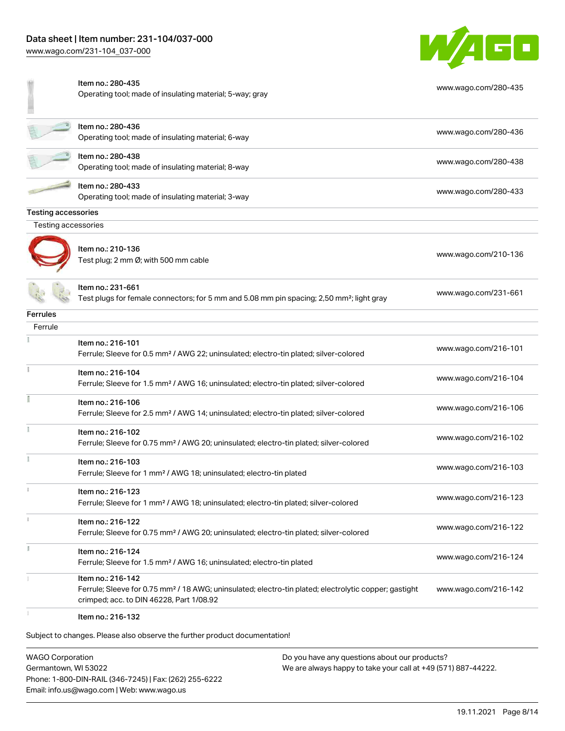| | | |
|---|---|---|
| | Item no.: 280-435<br>Operating tool; made of insulating material; 5-way; gray | www.wago.com/280-435 |
| | Item no.: 280-436<br>Operating tool; made of insulating material; 6-way | www.wago.com/280-436 |
| | Item no.: 280-438<br>Operating tool; made of insulating material; 8-way | www.wago.com/280-438 |
| | Item no.: 280-433<br>Operating tool; made of insulating material; 3-way | www.wago.com/280-433 |

**Testing accessories**

Testing accessories

| | | |
|---|---|---|
| | Item no.: 210-136<br>Test plug; 2 mm Ø; with 500 mm cable | www.wago.com/210-136 |
| | Item no.: 231-661<br>Test plugs for female connectors; for 5 mm and 5.08 mm pin spacing; 2,50 mm²; light gray | www.wago.com/231-661 |

**Ferrules**

Ferrule

| | | |
|---|---|---|
| | Item no.: 216-101<br>Ferrule; Sleeve for 0.5 mm² / AWG 22; uninsulated; electro-tin plated; silver-colored | www.wago.com/216-101 |
| | Item no.: 216-104<br>Ferrule; Sleeve for 1.5 mm² / AWG 16; uninsulated; electro-tin plated; silver-colored | www.wago.com/216-104 |
| | Item no.: 216-106<br>Ferrule; Sleeve for 2.5 mm² / AWG 14; uninsulated; electro-tin plated; silver-colored | www.wago.com/216-106 |
| | Item no.: 216-102<br>Ferrule; Sleeve for 0.75 mm² / AWG 20; uninsulated; electro-tin plated; silver-colored | www.wago.com/216-102 |
| | Item no.: 216-103<br>Ferrule; Sleeve for 1 mm² / AWG 18; uninsulated; electro-tin plated | www.wago.com/216-103 |
| | Item no.: 216-123<br>Ferrule; Sleeve for 1 mm² / AWG 18; uninsulated; electro-tin plated; silver-colored | www.wago.com/216-123 |
| | Item no.: 216-122<br>Ferrule; Sleeve for 0.75 mm² / AWG 20; uninsulated; electro-tin plated; silver-colored | www.wago.com/216-122 |
| | Item no.: 216-124<br>Ferrule; Sleeve for 1.5 mm² / AWG 16; uninsulated; electro-tin plated | www.wago.com/216-124 |
| | Item no.: 216-142<br>Ferrule; Sleeve for 0.75 mm² / 18 AWG; uninsulated; electro-tin plated; electrolytic copper; gastight crimped; acc. to DIN 46228, Part 1/08.92 | www.wago.com/216-142 |
| | Item no.: 216-132 | |

Subject to changes. Please also observe the further product documentation!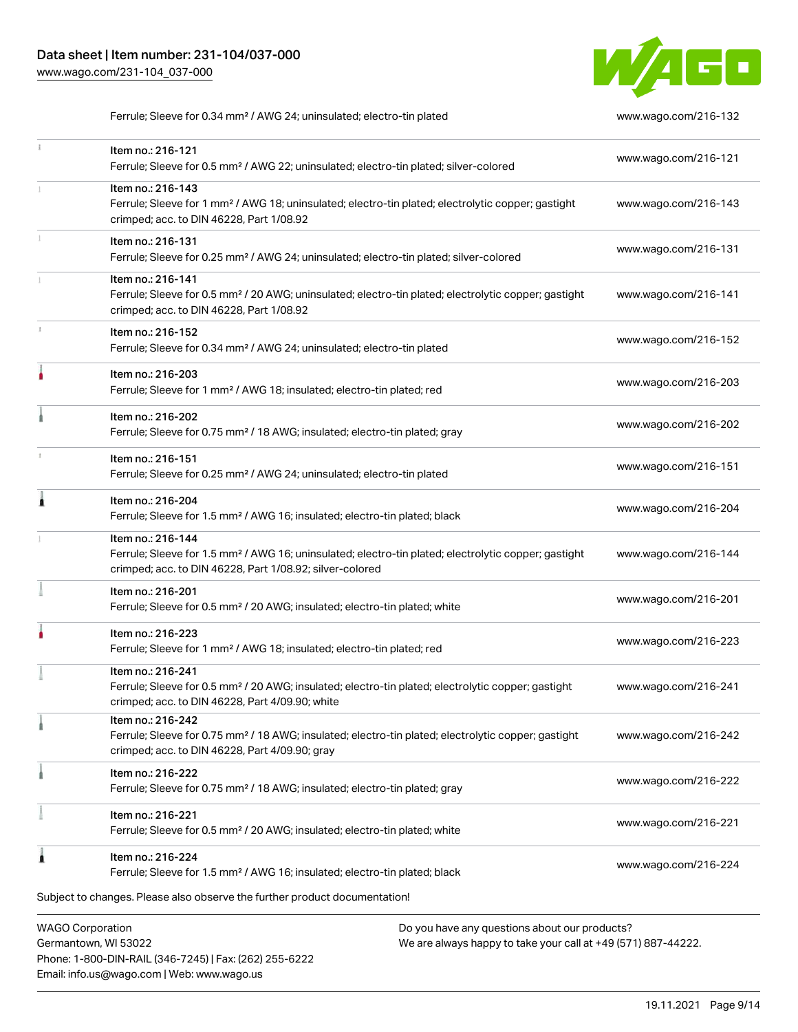| | | |
|---|---|---|
| | Ferrule; Sleeve for 0.34 mm² / AWG 24; uninsulated; electro-tin plated | www.wago.com/216-132 |
| | Item no.: 216-121<br>Ferrule; Sleeve for 0.5 mm² / AWG 22; uninsulated; electro-tin plated; silver-colored | www.wago.com/216-121 |
| | Item no.: 216-143<br>Ferrule; Sleeve for 1 mm² / AWG 18; uninsulated; electro-tin plated; electrolytic copper; gastight crimped; acc. to DIN 46228, Part 1/08.92 | www.wago.com/216-143 |
| | Item no.: 216-131<br>Ferrule; Sleeve for 0.25 mm² / AWG 24; uninsulated; electro-tin plated; silver-colored | www.wago.com/216-131 |
| | Item no.: 216-141<br>Ferrule; Sleeve for 0.5 mm² / 20 AWG; uninsulated; electro-tin plated; electrolytic copper; gastight crimped; acc. to DIN 46228, Part 1/08.92 | www.wago.com/216-141 |
| | Item no.: 216-152<br>Ferrule; Sleeve for 0.34 mm² / AWG 24; uninsulated; electro-tin plated | www.wago.com/216-152 |
| | Item no.: 216-203<br>Ferrule; Sleeve for 1 mm² / AWG 18; insulated; electro-tin plated; red | www.wago.com/216-203 |
| | Item no.: 216-202<br>Ferrule; Sleeve for 0.75 mm² / 18 AWG; insulated; electro-tin plated; gray | www.wago.com/216-202 |
| | Item no.: 216-151<br>Ferrule; Sleeve for 0.25 mm² / AWG 24; uninsulated; electro-tin plated | www.wago.com/216-151 |
| | Item no.: 216-204<br>Ferrule; Sleeve for 1.5 mm² / AWG 16; insulated; electro-tin plated; black | www.wago.com/216-204 |
| | Item no.: 216-144<br>Ferrule; Sleeve for 1.5 mm² / AWG 16; uninsulated; electro-tin plated; electrolytic copper; gastight crimped; acc. to DIN 46228, Part 1/08.92; silver-colored | www.wago.com/216-144 |
| | Item no.: 216-201<br>Ferrule; Sleeve for 0.5 mm² / 20 AWG; insulated; electro-tin plated; white | www.wago.com/216-201 |
| | Item no.: 216-223<br>Ferrule; Sleeve for 1 mm² / AWG 18; insulated; electro-tin plated; red | www.wago.com/216-223 |
| | Item no.: 216-241<br>Ferrule; Sleeve for 0.5 mm² / 20 AWG; insulated; electro-tin plated; electrolytic copper; gastight crimped; acc. to DIN 46228, Part 4/09.90; white | www.wago.com/216-241 |
| | Item no.: 216-242<br>Ferrule; Sleeve for 0.75 mm² / 18 AWG; insulated; electro-tin plated; electrolytic copper; gastight crimped; acc. to DIN 46228, Part 4/09.90; gray | www.wago.com/216-242 |
| | Item no.: 216-222<br>Ferrule; Sleeve for 0.75 mm² / 18 AWG; insulated; electro-tin plated; gray | www.wago.com/216-222 |
| | Item no.: 216-221<br>Ferrule; Sleeve for 0.5 mm² / 20 AWG; insulated; electro-tin plated; white | www.wago.com/216-221 |
| | Item no.: 216-224<br>Ferrule; Sleeve for 1.5 mm² / AWG 16; insulated; electro-tin plated; black | www.wago.com/216-224 |

Subject to changes. Please also observe the further product documentation!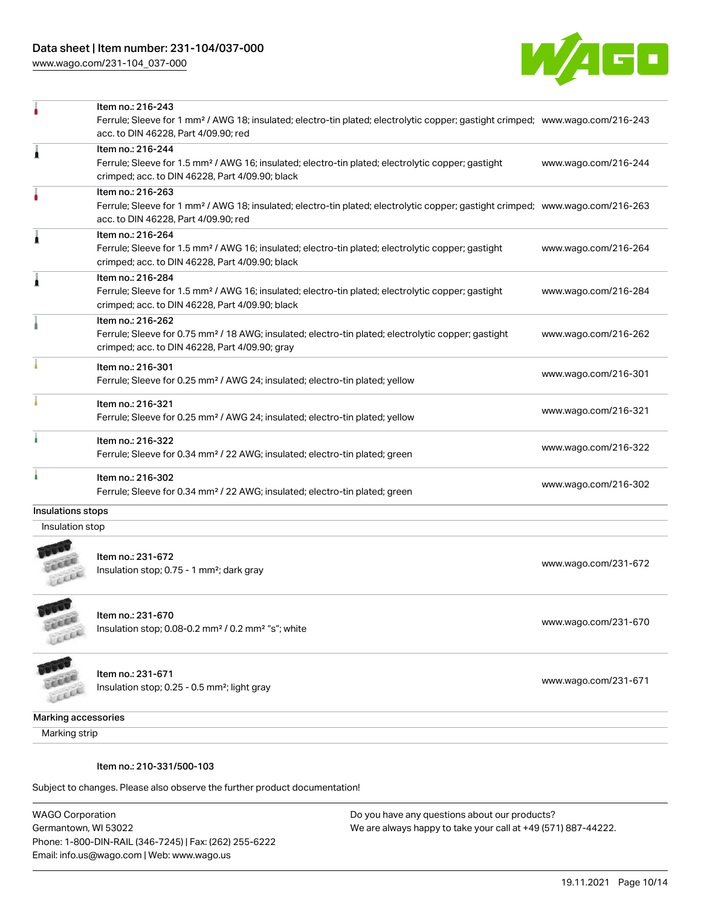| | | |
|---|---|---|
| | Item no.: 216-243<br>Ferrule; Sleeve for 1 mm² / AWG 18; insulated; electro-tin plated; electrolytic copper; gastight crimped; acc. to DIN 46228, Part 4/09.90; red | www.wago.com/216-243 |
| | Item no.: 216-244<br>Ferrule; Sleeve for 1.5 mm² / AWG 16; insulated; electro-tin plated; electrolytic copper; gastight crimped; acc. to DIN 46228, Part 4/09.90; black | www.wago.com/216-244 |
| | Item no.: 216-263<br>Ferrule; Sleeve for 1 mm² / AWG 18; insulated; electro-tin plated; electrolytic copper; gastight crimped; acc. to DIN 46228, Part 4/09.90; red | www.wago.com/216-263 |
| | Item no.: 216-264<br>Ferrule; Sleeve for 1.5 mm² / AWG 16; insulated; electro-tin plated; electrolytic copper; gastight crimped; acc. to DIN 46228, Part 4/09.90; black | www.wago.com/216-264 |
| | Item no.: 216-284<br>Ferrule; Sleeve for 1.5 mm² / AWG 16; insulated; electro-tin plated; electrolytic copper; gastight crimped; acc. to DIN 46228, Part 4/09.90; black | www.wago.com/216-284 |
| | Item no.: 216-262<br>Ferrule; Sleeve for 0.75 mm² / 18 AWG; insulated; electro-tin plated; electrolytic copper; gastight crimped; acc. to DIN 46228, Part 4/09.90; gray | www.wago.com/216-262 |
| | Item no.: 216-301<br>Ferrule; Sleeve for 0.25 mm² / AWG 24; insulated; electro-tin plated; yellow | www.wago.com/216-301 |
| | Item no.: 216-321<br>Ferrule; Sleeve for 0.25 mm² / AWG 24; insulated; electro-tin plated; yellow | www.wago.com/216-321 |
| | Item no.: 216-322<br>Ferrule; Sleeve for 0.34 mm² / 22 AWG; insulated; electro-tin plated; green | www.wago.com/216-322 |
| | Item no.: 216-302<br>Ferrule; Sleeve for 0.34 mm² / 22 AWG; insulated; electro-tin plated; green | www.wago.com/216-302 |

**Insulations stops**

Insulation stop

| | | |
|---|---|---|
| | Item no.: 231-672<br>Insulation stop; 0.75 - 1 mm²; dark gray | www.wago.com/231-672 |
| | Item no.: 231-670<br>Insulation stop; 0.08-0.2 mm² / 0.2 mm² "s"; white | www.wago.com/231-670 |
| | Item no.: 231-671<br>Insulation stop; 0.25 - 0.5 mm²; light gray | www.wago.com/231-671 |

**Marking accessories**

Marking strip

Item no.: 210-331/500-103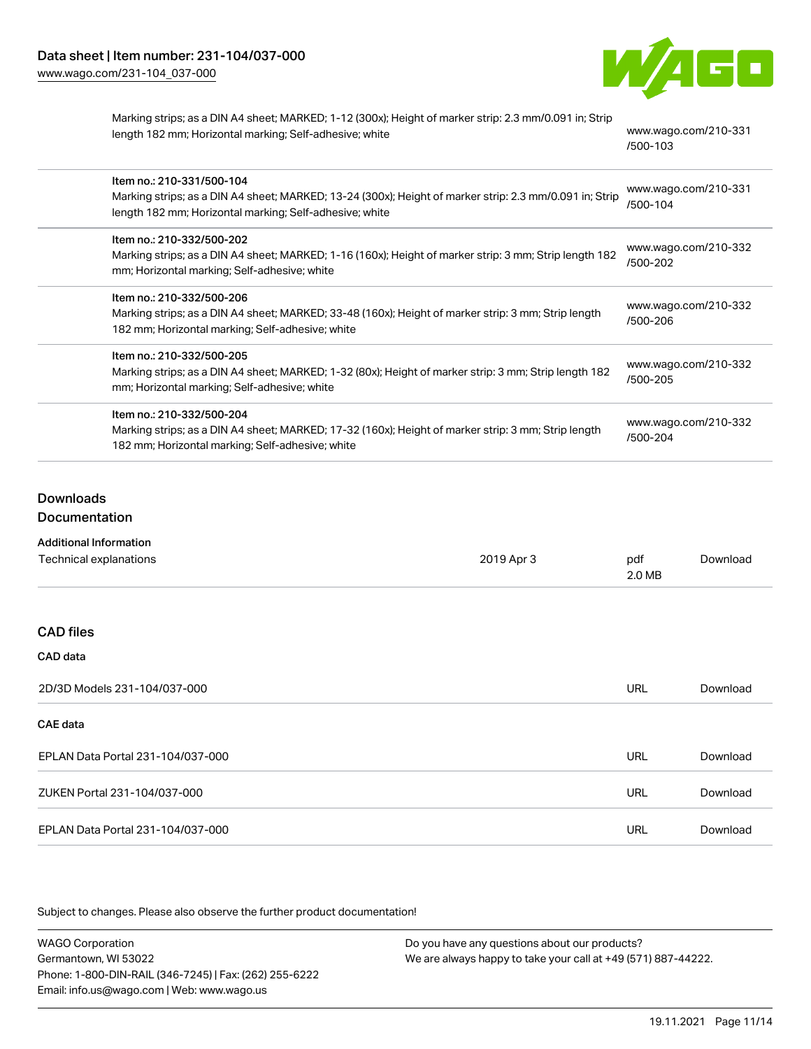| | |
|---|---|
| Marking strips; as a DIN A4 sheet; MARKED; 1-12 (300x); Height of marker strip: 2.3 mm/0.091 in; Strip length 182 mm; Horizontal marking; Self-adhesive; white | www.wago.com/210-331/500-103 |
| Item no.: 210-331/500-104<br>Marking strips; as a DIN A4 sheet; MARKED; 13-24 (300x); Height of marker strip: 2.3 mm/0.091 in; Strip length 182 mm; Horizontal marking; Self-adhesive; white | www.wago.com/210-331/500-104 |
| Item no.: 210-332/500-202<br>Marking strips; as a DIN A4 sheet; MARKED; 1-16 (160x); Height of marker strip: 3 mm; Strip length 182 mm; Horizontal marking; Self-adhesive; white | www.wago.com/210-332/500-202 |
| Item no.: 210-332/500-206<br>Marking strips; as a DIN A4 sheet; MARKED; 33-48 (160x); Height of marker strip: 3 mm; Strip length 182 mm; Horizontal marking; Self-adhesive; white | www.wago.com/210-332/500-206 |
| Item no.: 210-332/500-205<br>Marking strips; as a DIN A4 sheet; MARKED; 1-32 (80x); Height of marker strip: 3 mm; Strip length 182 mm; Horizontal marking; Self-adhesive; white | www.wago.com/210-332/500-205 |
| Item no.: 210-332/500-204<br>Marking strips; as a DIN A4 sheet; MARKED; 17-32 (160x); Height of marker strip: 3 mm; Strip length 182 mm; Horizontal marking; Self-adhesive; white | www.wago.com/210-332/500-204 |

## Downloads

### Documentation

**Additional Information**

| | | | |
|---|---|---|---|
| Technical explanations | 2019 Apr 3 | pdf 2.0 MB | Download |

### CAD files

**CAD data**

| | | |
|---|---|---|
| 2D/3D Models 231-104/037-000 | URL | Download |

**CAE data**

| | | |
|---|---|---|
| EPLAN Data Portal 231-104/037-000 | URL | Download |
| ZUKEN Portal 231-104/037-000 | URL | Download |
| EPLAN Data Portal 231-104/037-000 | URL | Download |

Subject to changes. Please also observe the further product documentation!

WAGO Corporation
Germantown, WI 53022
Phone: 1-800-DIN-RAIL (346-7245) | Fax: (262) 255-6222
Email: info.us@wago.com | Web: www.wago.us

Do you have any questions about our products?
We are always happy to take your call at +49 (571) 887-44222.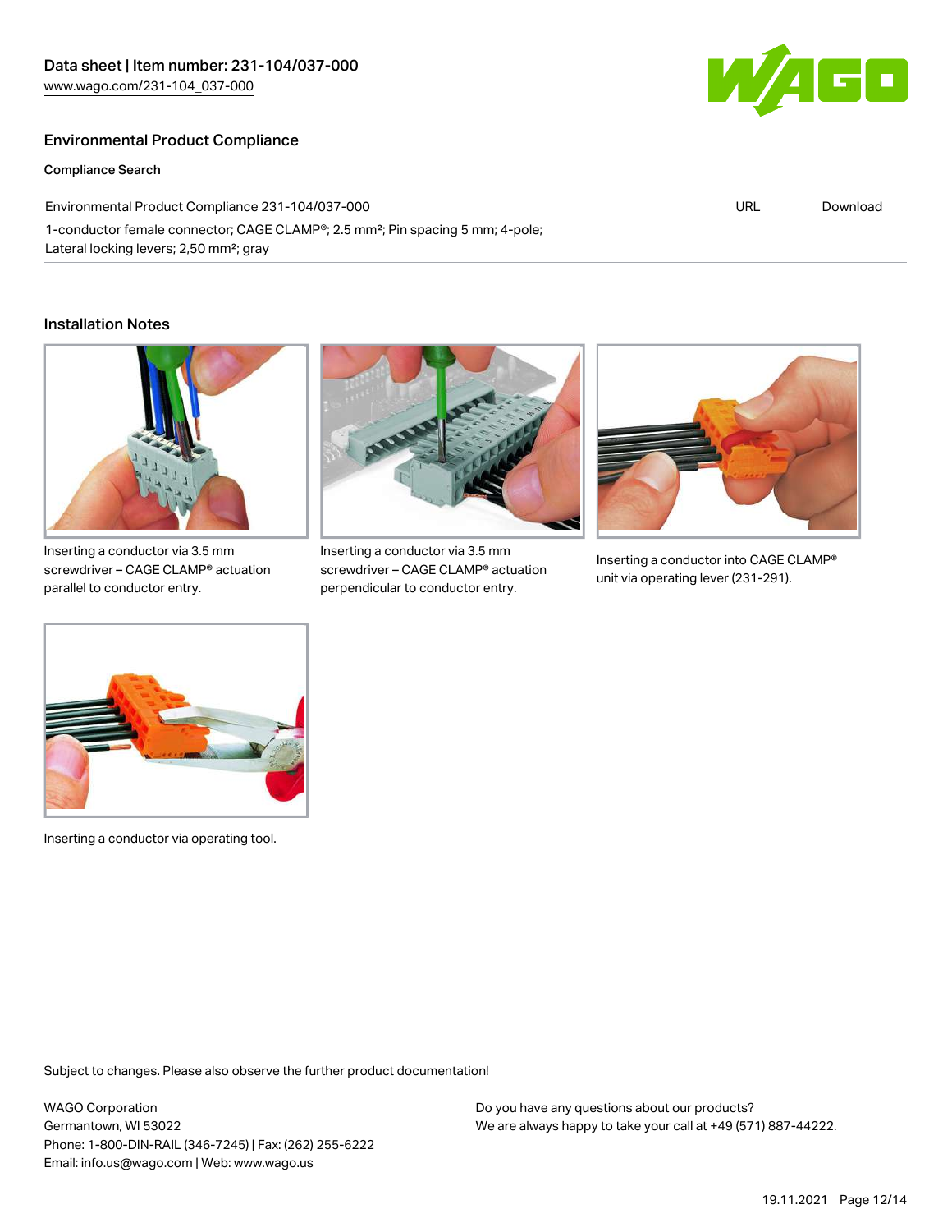## Environmental Product Compliance

### Compliance Search

| Environmental Product Compliance 231-104/037-000 | URL | Download |
|---|---|---|
| 1-conductor female connector; CAGE CLAMP®; 2.5 mm²; Pin spacing 5 mm; 4-pole; Lateral locking levers; 2,50 mm²; gray | | |

## Installation Notes

Inserting a conductor via 3.5 mm screwdriver – CAGE CLAMP® actuation parallel to conductor entry.

Inserting a conductor via 3.5 mm screwdriver – CAGE CLAMP® actuation perpendicular to conductor entry.

Inserting a conductor into CAGE CLAMP® unit via operating lever (231-291).

Inserting a conductor via operating tool.

Subject to changes. Please also observe the further product documentation!

WAGO Corporation
Germantown, WI 53022
Phone: 1-800-DIN-RAIL (346-7245) | Fax: (262) 255-6222
Email: info.us@wago.com | Web: www.wago.us

Do you have any questions about our products?
We are always happy to take your call at +49 (571) 887-44222.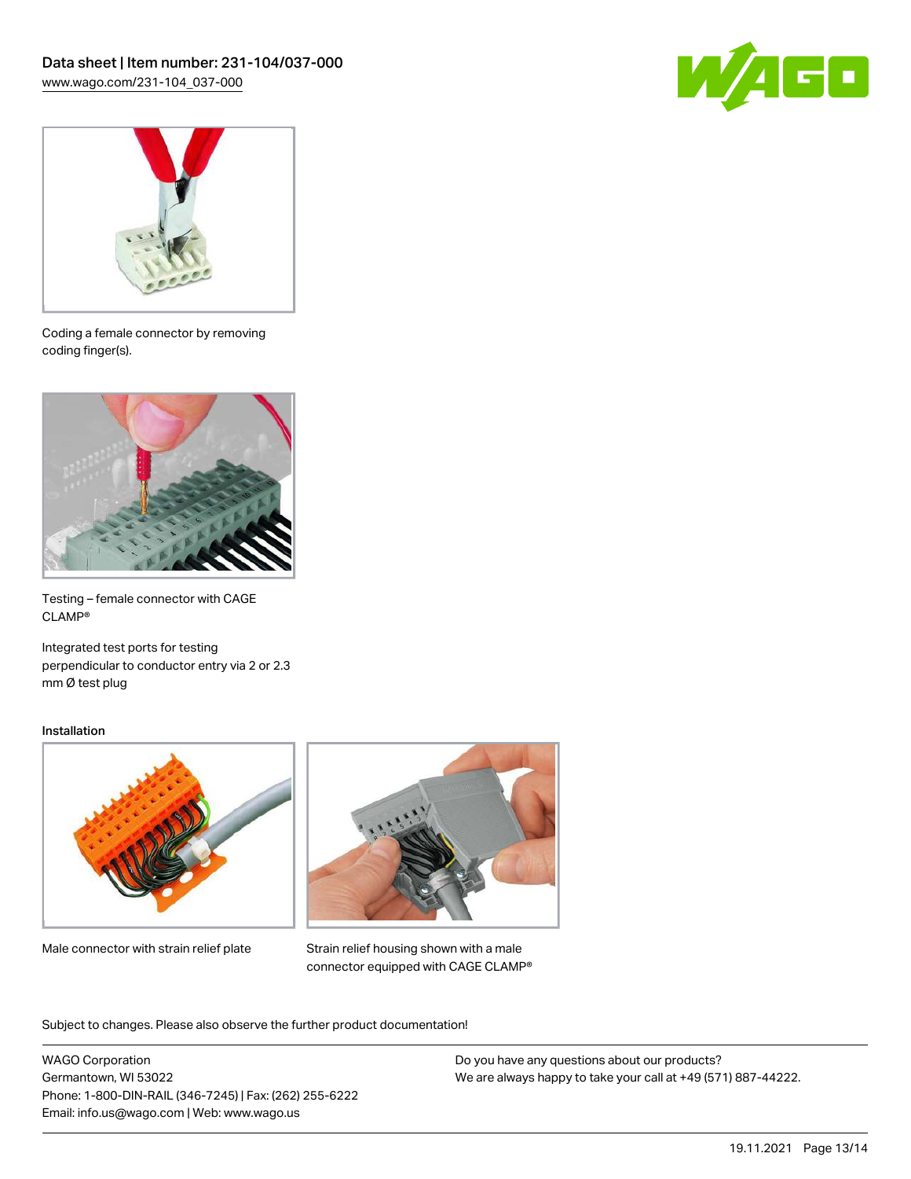Coding a female connector by removing coding finger(s).

Testing – female connector with CAGE CLAMP®

Integrated test ports for testing perpendicular to conductor entry via 2 or 2.3 mm Ø test plug

Installation

Male connector with strain relief plate

Strain relief housing shown with a male connector equipped with CAGE CLAMP®

Subject to changes. Please also observe the further product documentation!

WAGO Corporation
Germantown, WI 53022
Phone: 1-800-DIN-RAIL (346-7245) | Fax: (262) 255-6222
Email: info.us@wago.com | Web: www.wago.us

Do you have any questions about our products?
We are always happy to take your call at +49 (571) 887-44222.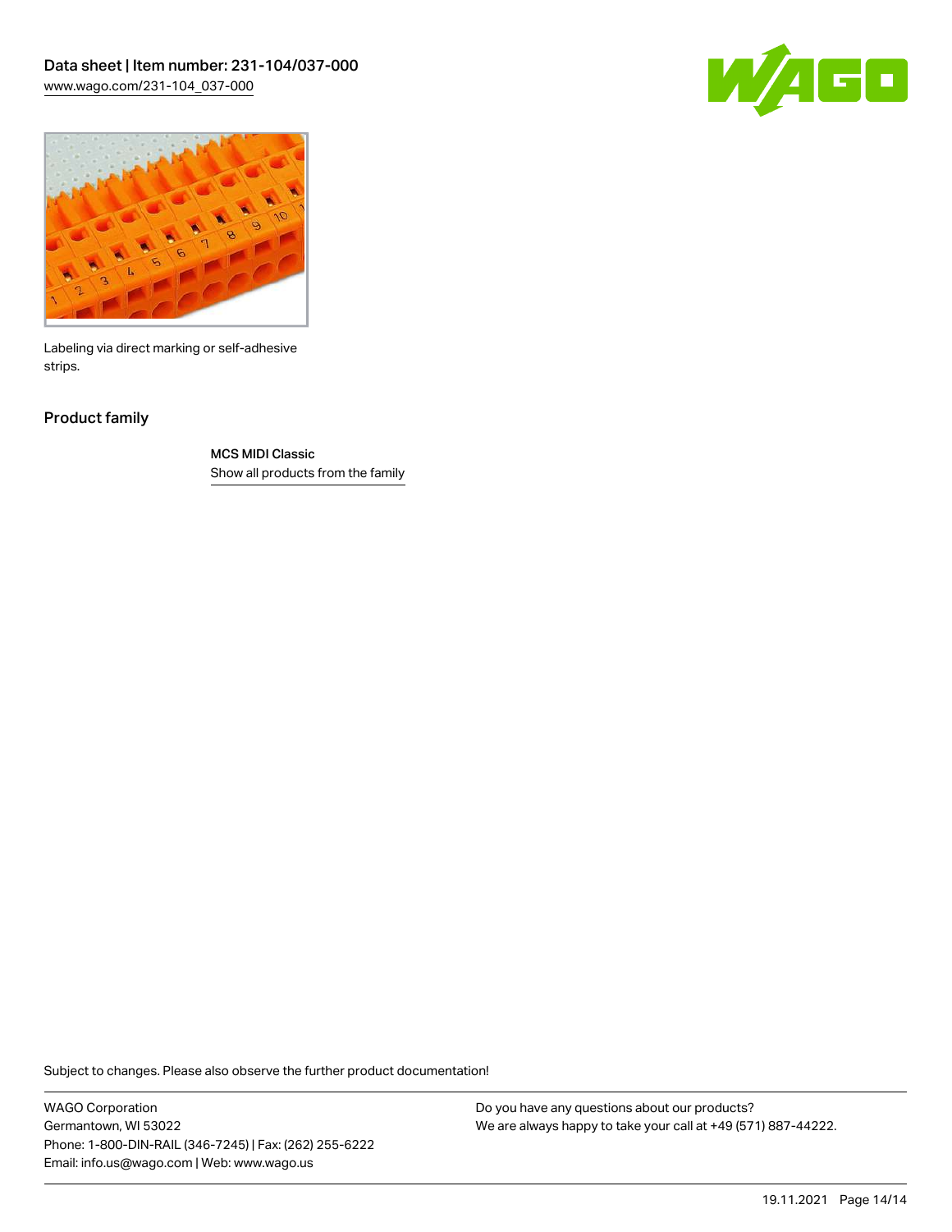Labeling via direct marking or self-adhesive strips.

## Product family

MCS MIDI Classic
Show all products from the family

Subject to changes. Please also observe the further product documentation!

WAGO Corporation
Germantown, WI 53022
Phone: 1-800-DIN-RAIL (346-7245) | Fax: (262) 255-6222
Email: info.us@wago.com | Web: www.wago.us

Do you have any questions about our products?
We are always happy to take your call at +49 (571) 887-44222.